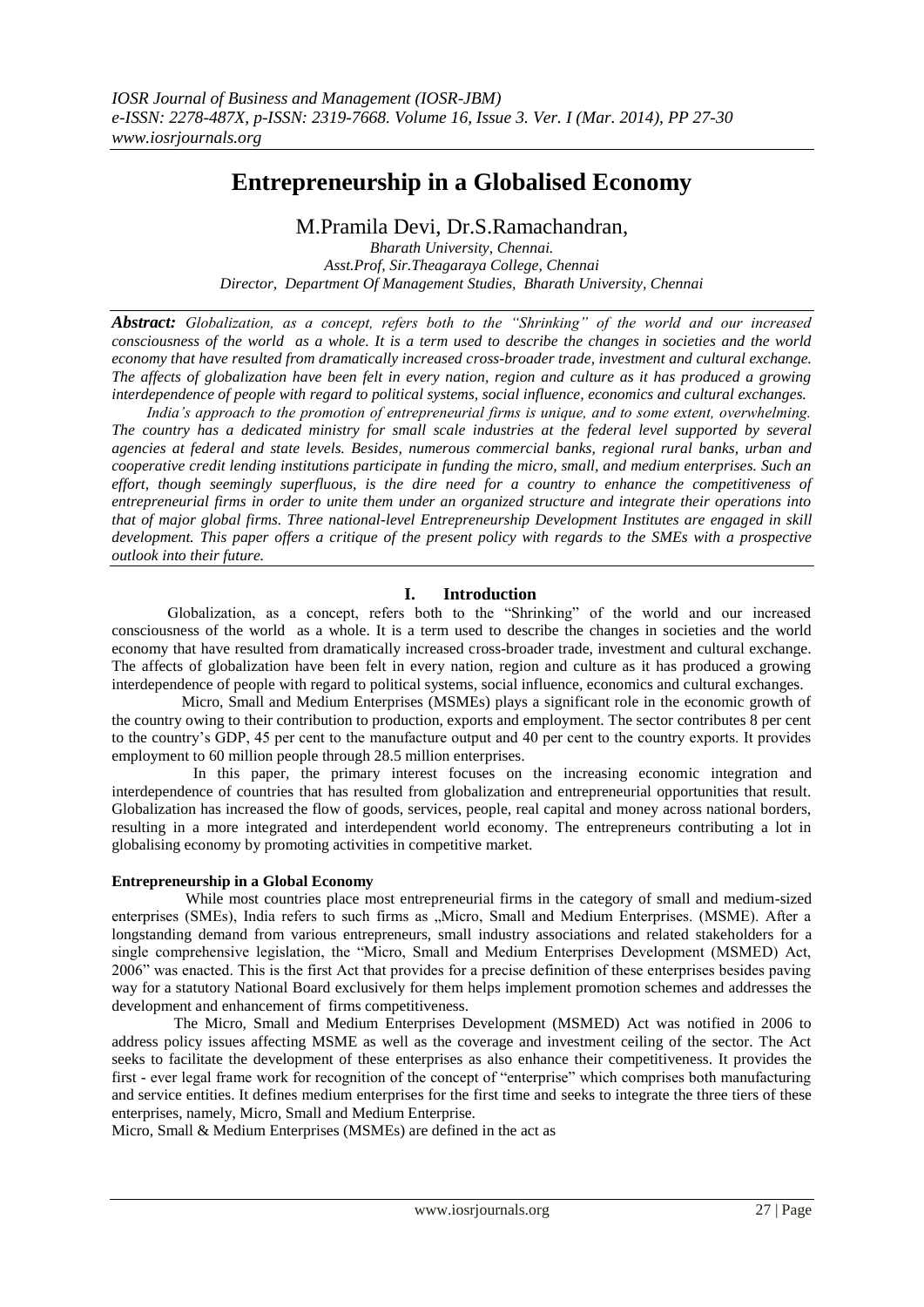# Entrepreneurship in a Globalised Economy

M.Pramila Devi, Dr.S.Ramachandran,

*Bharath University, Chennai.*
*Asst.Prof, Sir.Theagaraya College, Chennai*
*Director, Department Of Management Studies, Bharath University, Chennai*

***Abstract:*** *Globalization, as a concept, refers both to the "Shrinking" of the world and our increased consciousness of the world as a whole. It is a term used to describe the changes in societies and the world economy that have resulted from dramatically increased cross-broader trade, investment and cultural exchange. The affects of globalization have been felt in every nation, region and culture as it has produced a growing interdependence of people with regard to political systems, social influence, economics and cultural exchanges.*

*India's approach to the promotion of entrepreneurial firms is unique, and to some extent, overwhelming. The country has a dedicated ministry for small scale industries at the federal level supported by several agencies at federal and state levels. Besides, numerous commercial banks, regional rural banks, urban and cooperative credit lending institutions participate in funding the micro, small, and medium enterprises. Such an effort, though seemingly superfluous, is the dire need for a country to enhance the competitiveness of entrepreneurial firms in order to unite them under an organized structure and integrate their operations into that of major global firms. Three national-level Entrepreneurship Development Institutes are engaged in skill development. This paper offers a critique of the present policy with regards to the SMEs with a prospective outlook into their future.*

## I. Introduction

Globalization, as a concept, refers both to the "Shrinking" of the world and our increased consciousness of the world as a whole. It is a term used to describe the changes in societies and the world economy that have resulted from dramatically increased cross-broader trade, investment and cultural exchange. The affects of globalization have been felt in every nation, region and culture as it has produced a growing interdependence of people with regard to political systems, social influence, economics and cultural exchanges.

Micro, Small and Medium Enterprises (MSMEs) plays a significant role in the economic growth of the country owing to their contribution to production, exports and employment. The sector contributes 8 per cent to the country's GDP, 45 per cent to the manufacture output and 40 per cent to the country exports. It provides employment to 60 million people through 28.5 million enterprises.

In this paper, the primary interest focuses on the increasing economic integration and interdependence of countries that has resulted from globalization and entrepreneurial opportunities that result. Globalization has increased the flow of goods, services, people, real capital and money across national borders, resulting in a more integrated and interdependent world economy. The entrepreneurs contributing a lot in globalising economy by promoting activities in competitive market.

**Entrepreneurship in a Global Economy**

While most countries place most entrepreneurial firms in the category of small and medium-sized enterprises (SMEs), India refers to such firms as „Micro, Small and Medium Enterprises. (MSME). After a longstanding demand from various entrepreneurs, small industry associations and related stakeholders for a single comprehensive legislation, the "Micro, Small and Medium Enterprises Development (MSMED) Act, 2006" was enacted. This is the first Act that provides for a precise definition of these enterprises besides paving way for a statutory National Board exclusively for them helps implement promotion schemes and addresses the development and enhancement of firms competitiveness.

The Micro, Small and Medium Enterprises Development (MSMED) Act was notified in 2006 to address policy issues affecting MSME as well as the coverage and investment ceiling of the sector. The Act seeks to facilitate the development of these enterprises as also enhance their competitiveness. It provides the first - ever legal frame work for recognition of the concept of "enterprise" which comprises both manufacturing and service entities. It defines medium enterprises for the first time and seeks to integrate the three tiers of these enterprises, namely, Micro, Small and Medium Enterprise.

Micro, Small & Medium Enterprises (MSMEs) are defined in the act as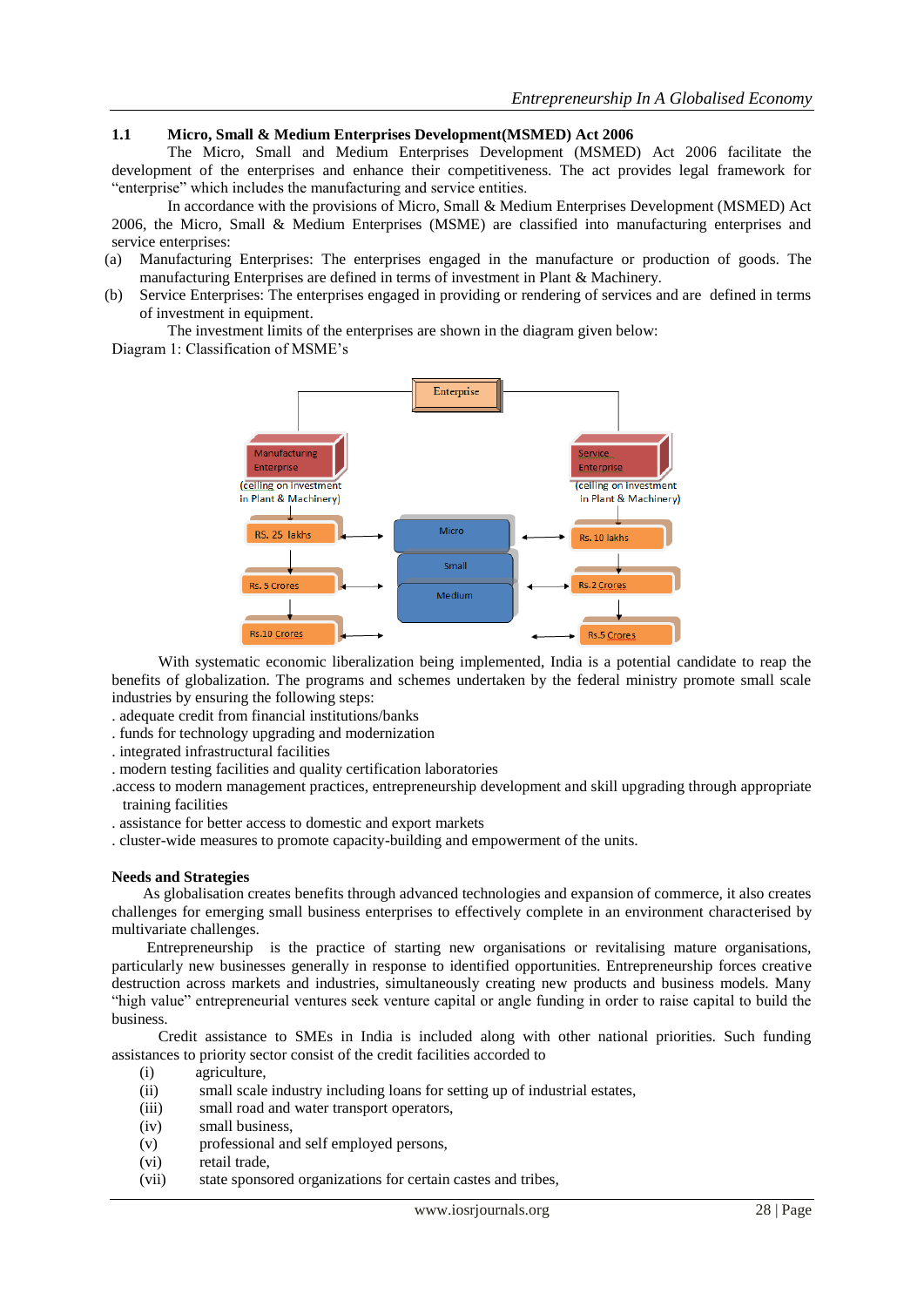## 1.1 Micro, Small & Medium Enterprises Development(MSMED) Act 2006

The Micro, Small and Medium Enterprises Development (MSMED) Act 2006 facilitate the development of the enterprises and enhance their competitiveness. The act provides legal framework for "enterprise" which includes the manufacturing and service entities.

In accordance with the provisions of Micro, Small & Medium Enterprises Development (MSMED) Act 2006, the Micro, Small & Medium Enterprises (MSME) are classified into manufacturing enterprises and service enterprises:

(a) Manufacturing Enterprises: The enterprises engaged in the manufacture or production of goods. The manufacturing Enterprises are defined in terms of investment in Plant & Machinery.

(b) Service Enterprises: The enterprises engaged in providing or rendering of services and are defined in terms of investment in equipment.

The investment limits of the enterprises are shown in the diagram given below:

Diagram 1: Classification of MSME's

Enterprise

Manufacturing Enterprise (ceiling on investment in Plant & Machinery)

Service Enterprise (ceiling on investment in Plant & Machinery)

| Manufacturing Enterprise | | Service Enterprise |
|---|---|---|
| RS. 25 lakhs | Micro | Rs. 10 lakhs |
| Rs. 5 Crores | Small | Rs.2 Crores |
| Rs.10 Crores | Medium | Rs.5 Crores |

With systematic economic liberalization being implemented, India is a potential candidate to reap the benefits of globalization. The programs and schemes undertaken by the federal ministry promote small scale industries by ensuring the following steps:

. adequate credit from financial institutions/banks
. funds for technology upgrading and modernization
. integrated infrastructural facilities
. modern testing facilities and quality certification laboratories
.access to modern management practices, entrepreneurship development and skill upgrading through appropriate training facilities
. assistance for better access to domestic and export markets
. cluster-wide measures to promote capacity-building and empowerment of the units.

**Needs and Strategies**

As globalisation creates benefits through advanced technologies and expansion of commerce, it also creates challenges for emerging small business enterprises to effectively complete in an environment characterised by multivariate challenges.

Entrepreneurship is the practice of starting new organisations or revitalising mature organisations, particularly new businesses generally in response to identified opportunities. Entrepreneurship forces creative destruction across markets and industries, simultaneously creating new products and business models. Many "high value" entrepreneurial ventures seek venture capital or angle funding in order to raise capital to build the business.

Credit assistance to SMEs in India is included along with other national priorities. Such funding assistances to priority sector consist of the credit facilities accorded to

(i) agriculture,
(ii) small scale industry including loans for setting up of industrial estates,
(iii) small road and water transport operators,
(iv) small business,
(v) professional and self employed persons,
(vi) retail trade,
(vii) state sponsored organizations for certain castes and tribes,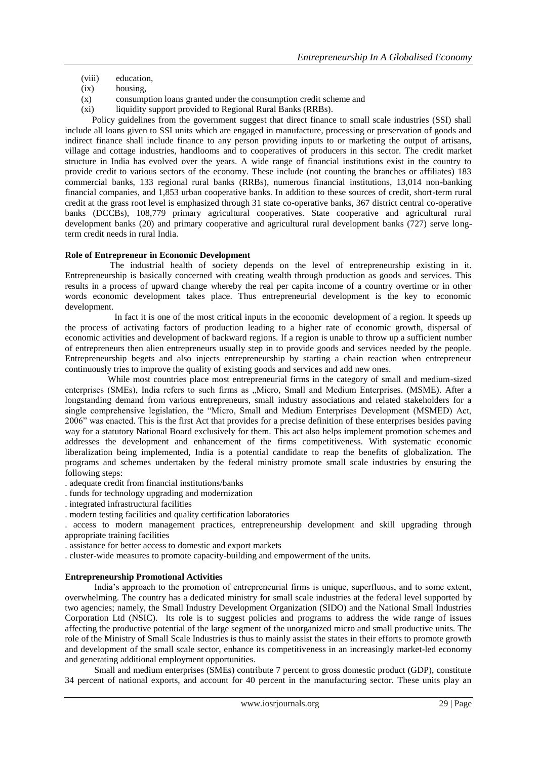(viii) education,

(ix) housing,

(x) consumption loans granted under the consumption credit scheme and

(xi) liquidity support provided to Regional Rural Banks (RRBs).

Policy guidelines from the government suggest that direct finance to small scale industries (SSI) shall include all loans given to SSI units which are engaged in manufacture, processing or preservation of goods and indirect finance shall include finance to any person providing inputs to or marketing the output of artisans, village and cottage industries, handlooms and to cooperatives of producers in this sector. The credit market structure in India has evolved over the years. A wide range of financial institutions exist in the country to provide credit to various sectors of the economy. These include (not counting the branches or affiliates) 183 commercial banks, 133 regional rural banks (RRBs), numerous financial institutions, 13,014 non-banking financial companies, and 1,853 urban cooperative banks. In addition to these sources of credit, short-term rural credit at the grass root level is emphasized through 31 state co-operative banks, 367 district central co-operative banks (DCCBs), 108,779 primary agricultural cooperatives. State cooperative and agricultural rural development banks (20) and primary cooperative and agricultural rural development banks (727) serve long-term credit needs in rural India.

**Role of Entrepreneur in Economic Development**

The industrial health of society depends on the level of entrepreneurship existing in it. Entrepreneurship is basically concerned with creating wealth through production as goods and services. This results in a process of upward change whereby the real per capita income of a country overtime or in other words economic development takes place. Thus entrepreneurial development is the key to economic development.

In fact it is one of the most critical inputs in the economic development of a region. It speeds up the process of activating factors of production leading to a higher rate of economic growth, dispersal of economic activities and development of backward regions. If a region is unable to throw up a sufficient number of entrepreneurs then alien entrepreneurs usually step in to provide goods and services needed by the people. Entrepreneurship begets and also injects entrepreneurship by starting a chain reaction when entrepreneur continuously tries to improve the quality of existing goods and services and add new ones.

While most countries place most entrepreneurial firms in the category of small and medium-sized enterprises (SMEs), India refers to such firms as „Micro, Small and Medium Enterprises. (MSME). After a longstanding demand from various entrepreneurs, small industry associations and related stakeholders for a single comprehensive legislation, the "Micro, Small and Medium Enterprises Development (MSMED) Act, 2006" was enacted. This is the first Act that provides for a precise definition of these enterprises besides paving way for a statutory National Board exclusively for them. This act also helps implement promotion schemes and addresses the development and enhancement of the firms competitiveness. With systematic economic liberalization being implemented, India is a potential candidate to reap the benefits of globalization. The programs and schemes undertaken by the federal ministry promote small scale industries by ensuring the following steps:

. adequate credit from financial institutions/banks

. funds for technology upgrading and modernization

. integrated infrastructural facilities

. modern testing facilities and quality certification laboratories

. access to modern management practices, entrepreneurship development and skill upgrading through appropriate training facilities

. assistance for better access to domestic and export markets

. cluster-wide measures to promote capacity-building and empowerment of the units.

**Entrepreneurship Promotional Activities**

India's approach to the promotion of entrepreneurial firms is unique, superfluous, and to some extent, overwhelming. The country has a dedicated ministry for small scale industries at the federal level supported by two agencies; namely, the Small Industry Development Organization (SIDO) and the National Small Industries Corporation Ltd (NSIC). Its role is to suggest policies and programs to address the wide range of issues affecting the productive potential of the large segment of the unorganized micro and small productive units. The role of the Ministry of Small Scale Industries is thus to mainly assist the states in their efforts to promote growth and development of the small scale sector, enhance its competitiveness in an increasingly market-led economy and generating additional employment opportunities.

Small and medium enterprises (SMEs) contribute 7 percent to gross domestic product (GDP), constitute 34 percent of national exports, and account for 40 percent in the manufacturing sector. These units play an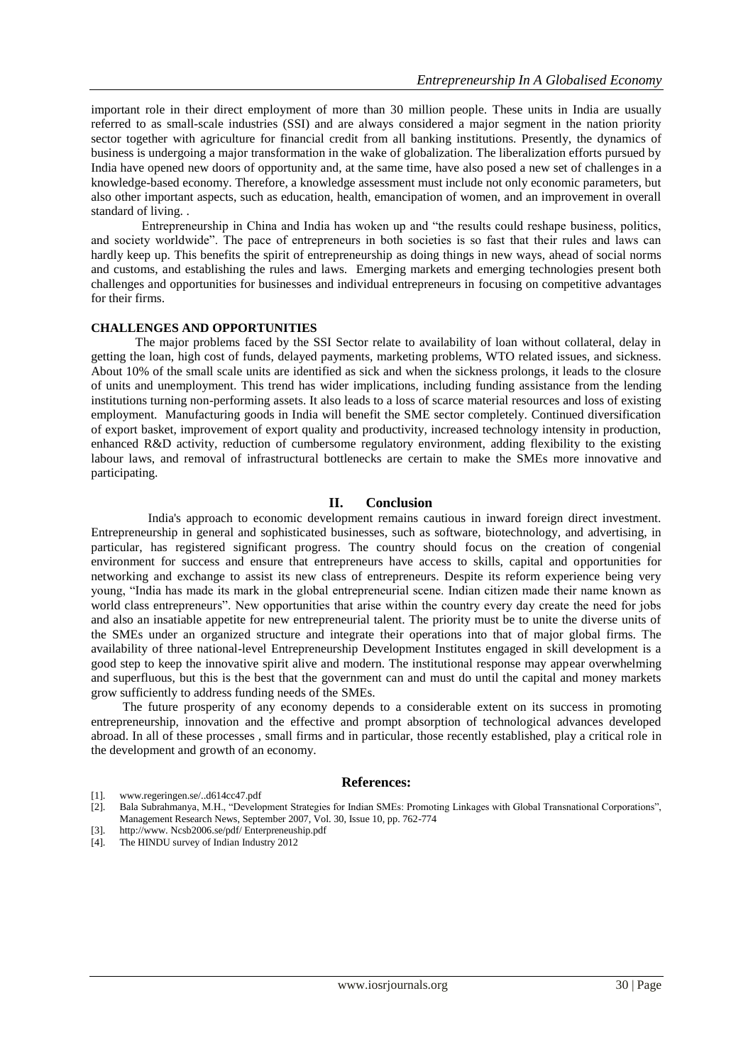important role in their direct employment of more than 30 million people. These units in India are usually referred to as small-scale industries (SSI) and are always considered a major segment in the nation priority sector together with agriculture for financial credit from all banking institutions. Presently, the dynamics of business is undergoing a major transformation in the wake of globalization. The liberalization efforts pursued by India have opened new doors of opportunity and, at the same time, have also posed a new set of challenges in a knowledge-based economy. Therefore, a knowledge assessment must include not only economic parameters, but also other important aspects, such as education, health, emancipation of women, and an improvement in overall standard of living. .

Entrepreneurship in China and India has woken up and "the results could reshape business, politics, and society worldwide". The pace of entrepreneurs in both societies is so fast that their rules and laws can hardly keep up. This benefits the spirit of entrepreneurship as doing things in new ways, ahead of social norms and customs, and establishing the rules and laws. Emerging markets and emerging technologies present both challenges and opportunities for businesses and individual entrepreneurs in focusing on competitive advantages for their firms.

**CHALLENGES AND OPPORTUNITIES**

The major problems faced by the SSI Sector relate to availability of loan without collateral, delay in getting the loan, high cost of funds, delayed payments, marketing problems, WTO related issues, and sickness. About 10% of the small scale units are identified as sick and when the sickness prolongs, it leads to the closure of units and unemployment. This trend has wider implications, including funding assistance from the lending institutions turning non-performing assets. It also leads to a loss of scarce material resources and loss of existing employment. Manufacturing goods in India will benefit the SME sector completely. Continued diversification of export basket, improvement of export quality and productivity, increased technology intensity in production, enhanced R&D activity, reduction of cumbersome regulatory environment, adding flexibility to the existing labour laws, and removal of infrastructural bottlenecks are certain to make the SMEs more innovative and participating.

## II. Conclusion

India's approach to economic development remains cautious in inward foreign direct investment. Entrepreneurship in general and sophisticated businesses, such as software, biotechnology, and advertising, in particular, has registered significant progress. The country should focus on the creation of congenial environment for success and ensure that entrepreneurs have access to skills, capital and opportunities for networking and exchange to assist its new class of entrepreneurs. Despite its reform experience being very young, "India has made its mark in the global entrepreneurial scene. Indian citizen made their name known as world class entrepreneurs". New opportunities that arise within the country every day create the need for jobs and also an insatiable appetite for new entrepreneurial talent. The priority must be to unite the diverse units of the SMEs under an organized structure and integrate their operations into that of major global firms. The availability of three national-level Entrepreneurship Development Institutes engaged in skill development is a good step to keep the innovative spirit alive and modern. The institutional response may appear overwhelming and superfluous, but this is the best that the government can and must do until the capital and money markets grow sufficiently to address funding needs of the SMEs.

The future prosperity of any economy depends to a considerable extent on its success in promoting entrepreneurship, innovation and the effective and prompt absorption of technological advances developed abroad. In all of these processes , small firms and in particular, those recently established, play a critical role in the development and growth of an economy.

## References:

[1]. www.regeringen.se/..d614cc47.pdf
[2]. Bala Subrahmanya, M.H., "Development Strategies for Indian SMEs: Promoting Linkages with Global Transnational Corporations", Management Research News, September 2007, Vol. 30, Issue 10, pp. 762-774
[3]. http://www. Ncsb2006.se/pdf/ Enterpreneuship.pdf
[4]. The HINDU survey of Indian Industry 2012